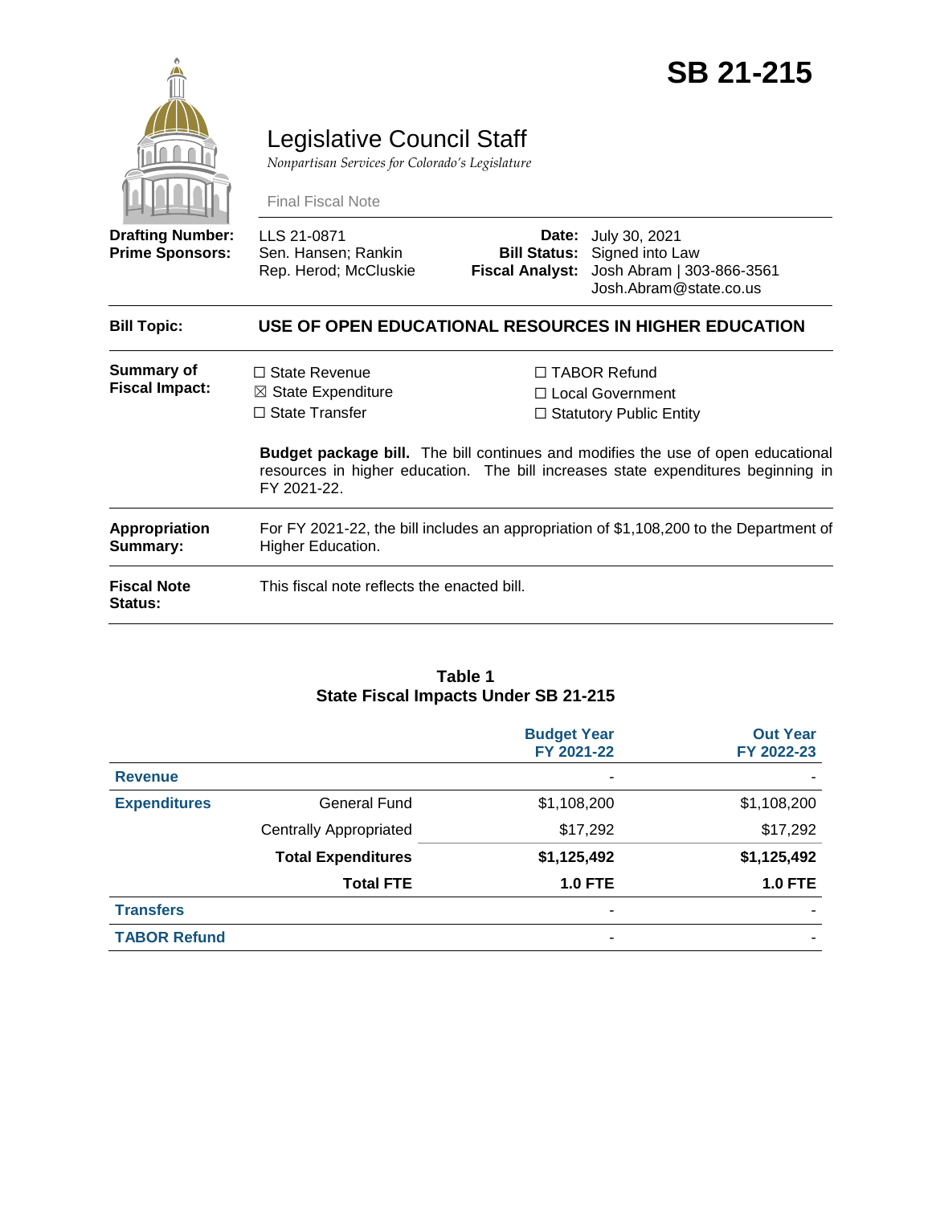# SB 21-215

## Legislative Council Staff

*Nonpartisan Services for Colorado's Legislature*

Final Fiscal Note

| | | | |
|---|---|---|---|
| **Drafting Number:** | LLS 21-0871 | **Date:** | July 30, 2021 |
| **Prime Sponsors:** | Sen. Hansen; Rankin<br>Rep. Herod; McCluskie | **Bill Status:** | Signed into Law |
| | | **Fiscal Analyst:** | Josh Abram \| 303-866-3561<br>Josh.Abram@state.co.us |

**Bill Topic:** **USE OF OPEN EDUCATIONAL RESOURCES IN HIGHER EDUCATION**

**Summary of Fiscal Impact:**

☐ State Revenue
☒ State Expenditure
☐ State Transfer
☐ TABOR Refund
☐ Local Government
☐ Statutory Public Entity

**Budget package bill.** The bill continues and modifies the use of open educational resources in higher education. The bill increases state expenditures beginning in FY 2021-22.

**Appropriation Summary:** For FY 2021-22, the bill includes an appropriation of $1,108,200 to the Department of Higher Education.

**Fiscal Note Status:** This fiscal note reflects the enacted bill.

**Table 1**
**State Fiscal Impacts Under SB 21-215**

| | | Budget Year FY 2021-22 | Out Year FY 2022-23 |
|---|---|---|---|
| **Revenue** | | - | - |
| **Expenditures** | General Fund | $1,108,200 | $1,108,200 |
| | Centrally Appropriated | $17,292 | $17,292 |
| | **Total Expenditures** | **$1,125,492** | **$1,125,492** |
| | **Total FTE** | **1.0 FTE** | **1.0 FTE** |
| **Transfers** | | - | - |
| **TABOR Refund** | | - | - |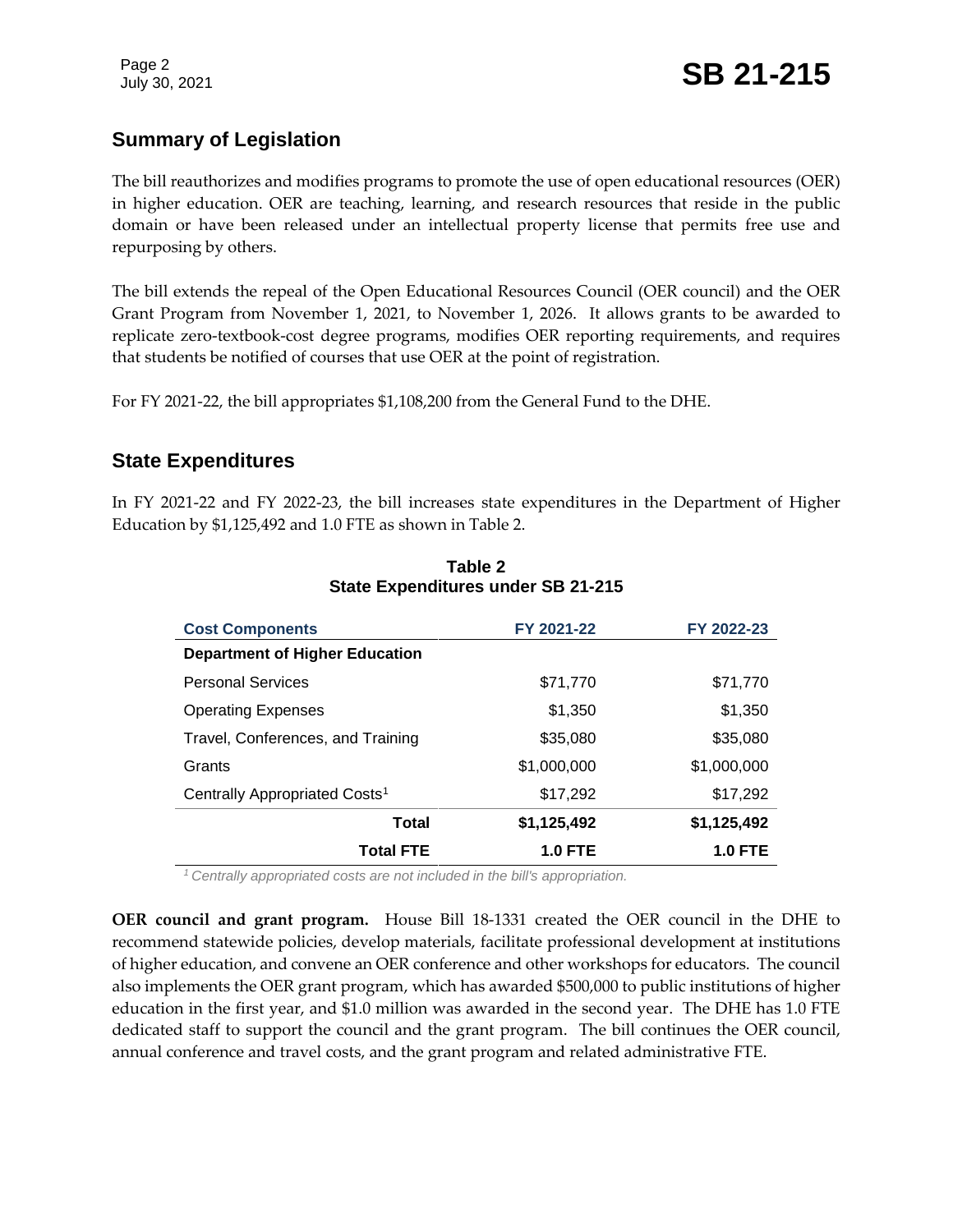## Summary of Legislation

The bill reauthorizes and modifies programs to promote the use of open educational resources (OER) in higher education. OER are teaching, learning, and research resources that reside in the public domain or have been released under an intellectual property license that permits free use and repurposing by others.

The bill extends the repeal of the Open Educational Resources Council (OER council) and the OER Grant Program from November 1, 2021, to November 1, 2026. It allows grants to be awarded to replicate zero-textbook-cost degree programs, modifies OER reporting requirements, and requires that students be notified of courses that use OER at the point of registration.

For FY 2021-22, the bill appropriates $1,108,200 from the General Fund to the DHE.

## State Expenditures

In FY 2021-22 and FY 2022-23, the bill increases state expenditures in the Department of Higher Education by $1,125,492 and 1.0 FTE as shown in Table 2.

**Table 2**
**State Expenditures under SB 21-215**

| Cost Components | FY 2021-22 | FY 2022-23 |
|---|---|---|
| **Department of Higher Education** | | |
| Personal Services | $71,770 | $71,770 |
| Operating Expenses | $1,350 | $1,350 |
| Travel, Conferences, and Training | $35,080 | $35,080 |
| Grants | $1,000,000 | $1,000,000 |
| Centrally Appropriated Costs[1] | $17,292 | $17,292 |
| **Total** | **$1,125,492** | **$1,125,492** |
| **Total FTE** | **1.0 FTE** | **1.0 FTE** |

*[1] Centrally appropriated costs are not included in the bill's appropriation.*

**OER council and grant program.** House Bill 18-1331 created the OER council in the DHE to recommend statewide policies, develop materials, facilitate professional development at institutions of higher education, and convene an OER conference and other workshops for educators. The council also implements the OER grant program, which has awarded $500,000 to public institutions of higher education in the first year, and $1.0 million was awarded in the second year. The DHE has 1.0 FTE dedicated staff to support the council and the grant program. The bill continues the OER council, annual conference and travel costs, and the grant program and related administrative FTE.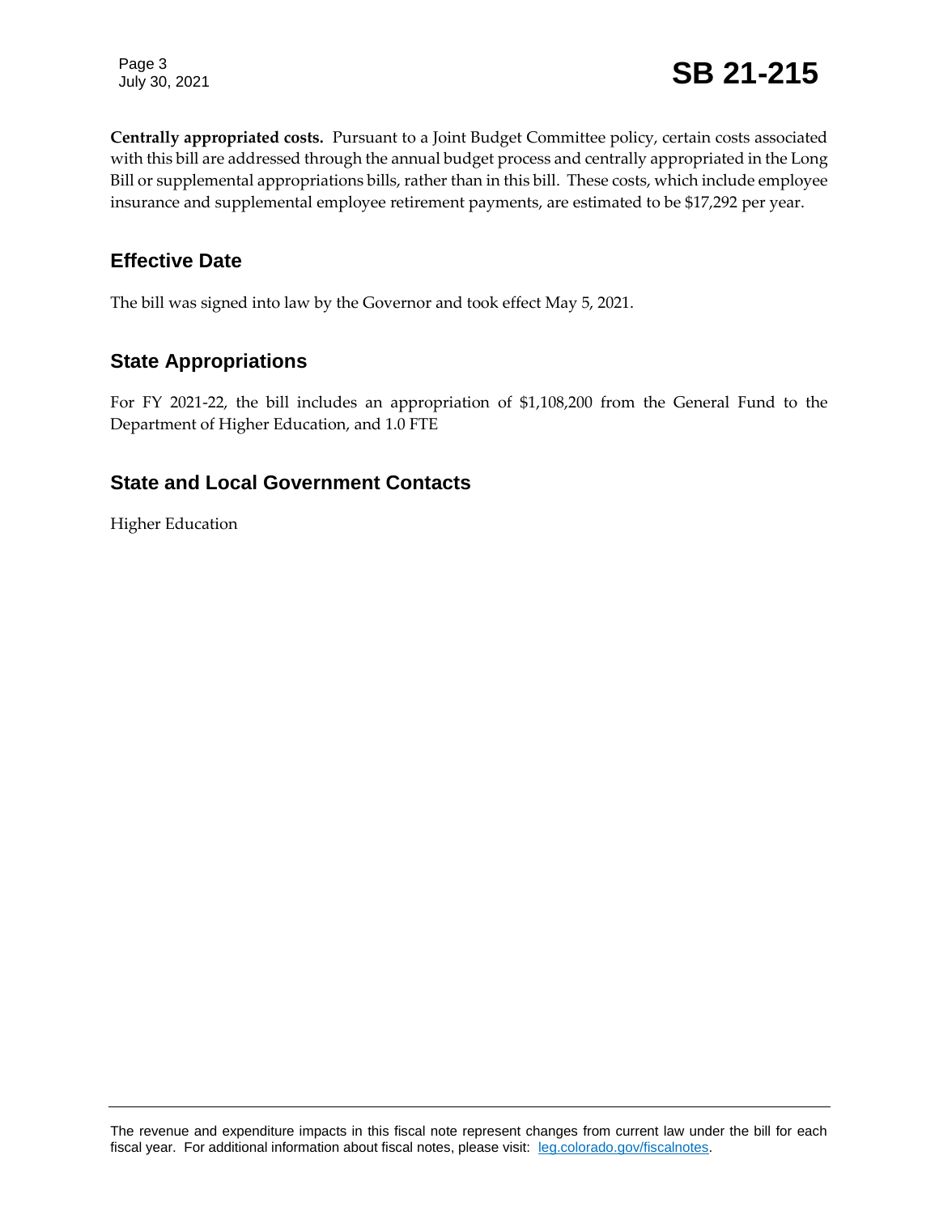**Centrally appropriated costs.** Pursuant to a Joint Budget Committee policy, certain costs associated with this bill are addressed through the annual budget process and centrally appropriated in the Long Bill or supplemental appropriations bills, rather than in this bill. These costs, which include employee insurance and supplemental employee retirement payments, are estimated to be $17,292 per year.

## Effective Date

The bill was signed into law by the Governor and took effect May 5, 2021.

## State Appropriations

For FY 2021-22, the bill includes an appropriation of $1,108,200 from the General Fund to the Department of Higher Education, and 1.0 FTE

## State and Local Government Contacts

Higher Education

The revenue and expenditure impacts in this fiscal note represent changes from current law under the bill for each fiscal year. For additional information about fiscal notes, please visit: leg.colorado.gov/fiscalnotes.